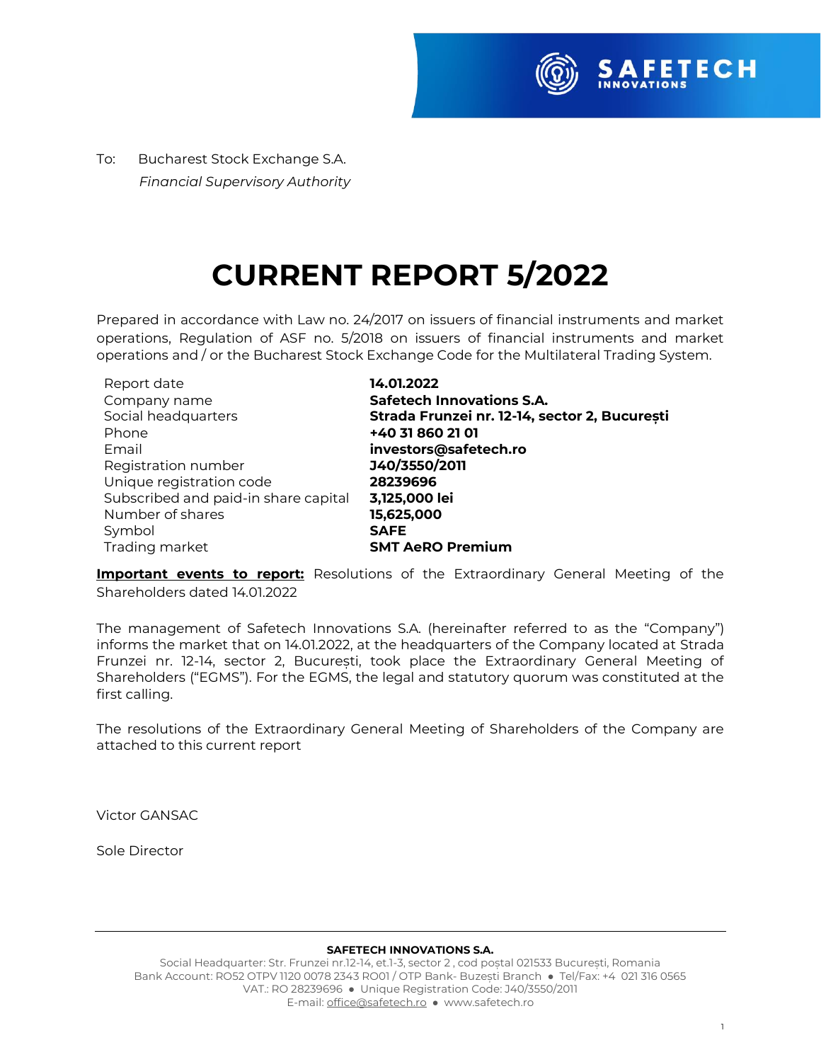To: Bucharest Stock Exchange S.A.
*Financial Supervisory Authority*

# CURRENT REPORT 5/2022

Prepared in accordance with Law no. 24/2017 on issuers of financial instruments and market operations, Regulation of ASF no. 5/2018 on issuers of financial instruments and market operations and / or the Bucharest Stock Exchange Code for the Multilateral Trading System.

| | |
|---|---|
| Report date | **14.01.2022** |
| Company name | **Safetech Innovations S.A.** |
| Social headquarters | **Strada Frunzei nr. 12-14, sector 2, București** |
| Phone | **+40 31 860 21 01** |
| Email | **investors@safetech.ro** |
| Registration number | **J40/3550/2011** |
| Unique registration code | **28239696** |
| Subscribed and paid-in share capital | **3,125,000 lei** |
| Number of shares | **15,625,000** |
| Symbol | **SAFE** |
| Trading market | **SMT AeRO Premium** |

**Important events to report:** Resolutions of the Extraordinary General Meeting of the Shareholders dated 14.01.2022

The management of Safetech Innovations S.A. (hereinafter referred to as the "Company") informs the market that on 14.01.2022, at the headquarters of the Company located at Strada Frunzei nr. 12-14, sector 2, București, took place the Extraordinary General Meeting of Shareholders ("EGMS"). For the EGMS, the legal and statutory quorum was constituted at the first calling.

The resolutions of the Extraordinary General Meeting of Shareholders of the Company are attached to this current report

Victor GANSAC

Sole Director

**SAFETECH INNOVATIONS S.A.**
Social Headquarter: Str. Frunzei nr.12-14, et.1-3, sector 2 , cod poștal 021533 București, Romania
Bank Account: RO52 OTPV 1120 0078 2343 RO01 / OTP Bank- Buzești Branch ● Tel/Fax: +4 021 316 0565
VAT.: RO 28239696 ● Unique Registration Code: J40/3550/2011
E-mail: office@safetech.ro ● www.safetech.ro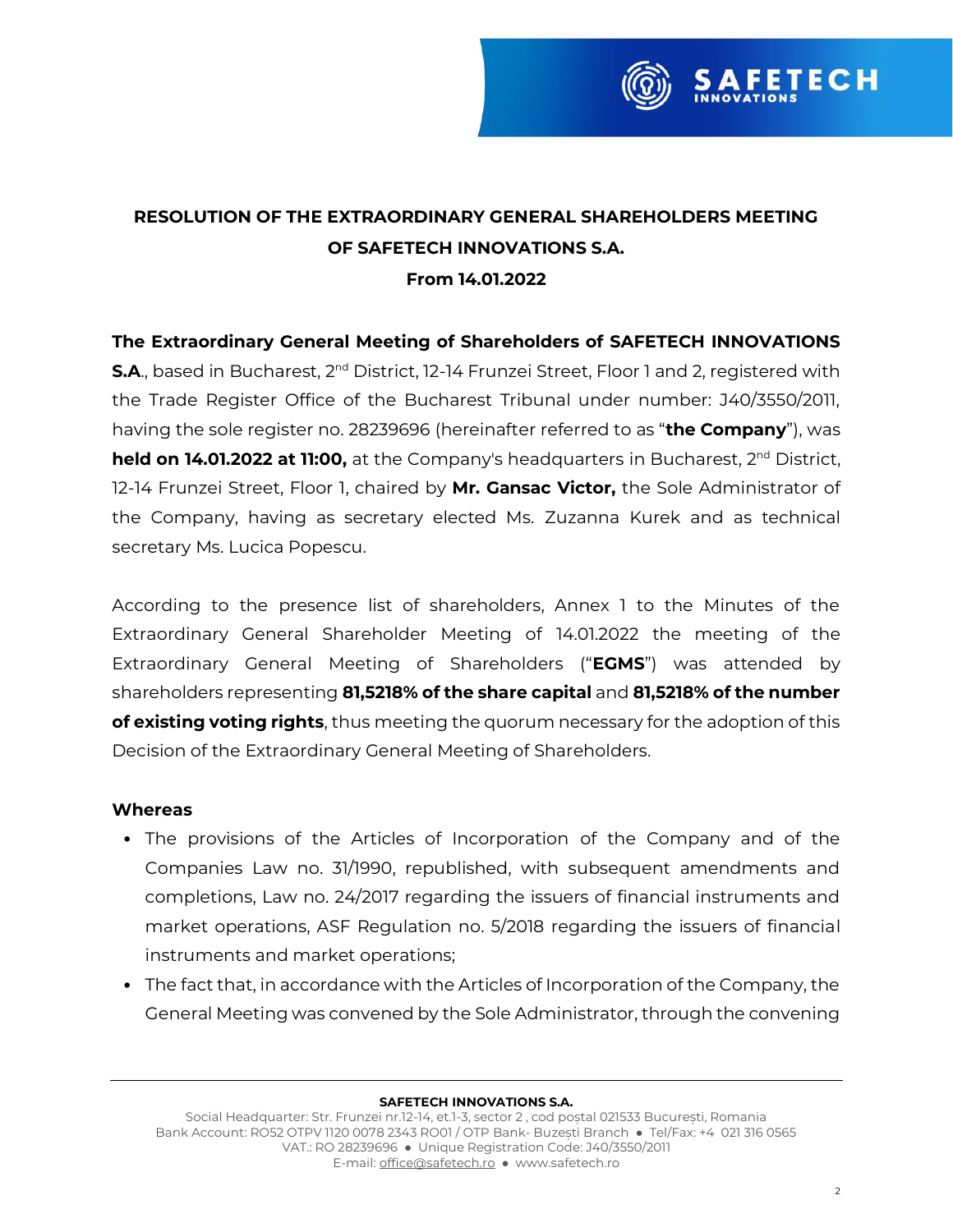**RESOLUTION OF THE EXTRAORDINARY GENERAL SHAREHOLDERS MEETING OF SAFETECH INNOVATIONS S.A.**
**From 14.01.2022**

**The Extraordinary General Meeting of Shareholders of SAFETECH INNOVATIONS S.A.**, based in Bucharest, 2nd District, 12-14 Frunzei Street, Floor 1 and 2, registered with the Trade Register Office of the Bucharest Tribunal under number: J40/3550/2011, having the sole register no. 28239696 (hereinafter referred to as "**the Company**"), was **held on 14.01.2022 at 11:00,** at the Company's headquarters in Bucharest, 2nd District, 12-14 Frunzei Street, Floor 1, chaired by **Mr. Gansac Victor,** the Sole Administrator of the Company, having as secretary elected Ms. Zuzanna Kurek and as technical secretary Ms. Lucica Popescu.

According to the presence list of shareholders, Annex 1 to the Minutes of the Extraordinary General Shareholder Meeting of 14.01.2022 the meeting of the Extraordinary General Meeting of Shareholders ("**EGMS**") was attended by shareholders representing **81,5218% of the share capital** and **81,5218% of the number of existing voting rights**, thus meeting the quorum necessary for the adoption of this Decision of the Extraordinary General Meeting of Shareholders.

**Whereas**

- The provisions of the Articles of Incorporation of the Company and of the Companies Law no. 31/1990, republished, with subsequent amendments and completions, Law no. 24/2017 regarding the issuers of financial instruments and market operations, ASF Regulation no. 5/2018 regarding the issuers of financial instruments and market operations;
- The fact that, in accordance with the Articles of Incorporation of the Company, the General Meeting was convened by the Sole Administrator, through the convening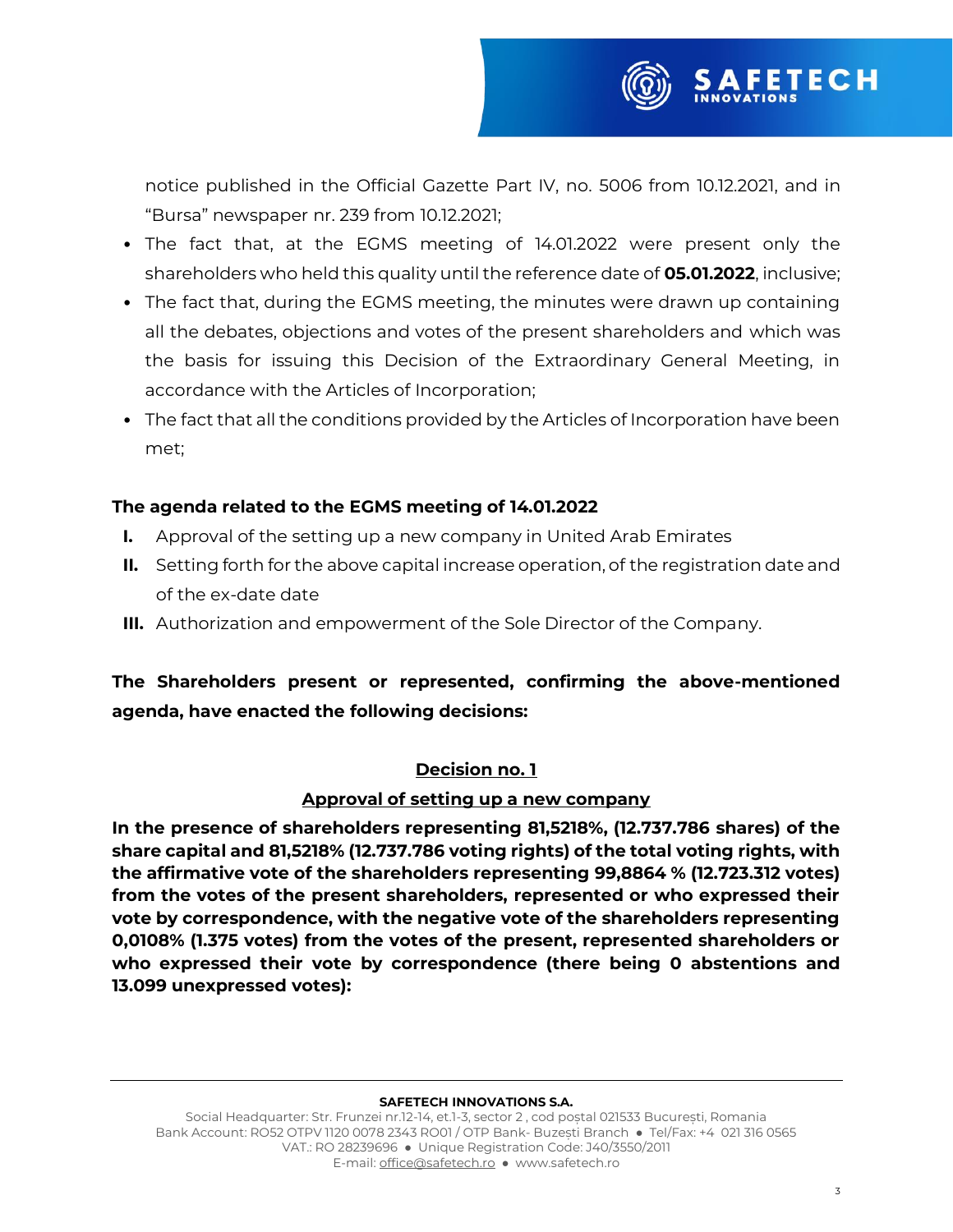notice published in the Official Gazette Part IV, no. 5006 from 10.12.2021, and in "Bursa" newspaper nr. 239 from 10.12.2021;

- The fact that, at the EGMS meeting of 14.01.2022 were present only the shareholders who held this quality until the reference date of **05.01.2022**, inclusive;
- The fact that, during the EGMS meeting, the minutes were drawn up containing all the debates, objections and votes of the present shareholders and which was the basis for issuing this Decision of the Extraordinary General Meeting, in accordance with the Articles of Incorporation;
- The fact that all the conditions provided by the Articles of Incorporation have been met;

**The agenda related to the EGMS meeting of 14.01.2022**

**I.** Approval of the setting up a new company in United Arab Emirates

**II.** Setting forth for the above capital increase operation, of the registration date and of the ex-date date

**III.** Authorization and empowerment of the Sole Director of the Company.

**The Shareholders present or represented, confirming the above-mentioned agenda, have enacted the following decisions:**

**Decision no. 1**

**Approval of setting up a new company**

**In the presence of shareholders representing 81,5218%, (12.737.786 shares) of the share capital and 81,5218% (12.737.786 voting rights) of the total voting rights, with the affirmative vote of the shareholders representing 99,8864 % (12.723.312 votes) from the votes of the present shareholders, represented or who expressed their vote by correspondence, with the negative vote of the shareholders representing 0,0108% (1.375 votes) from the votes of the present, represented shareholders or who expressed their vote by correspondence (there being 0 abstentions and 13.099 unexpressed votes):**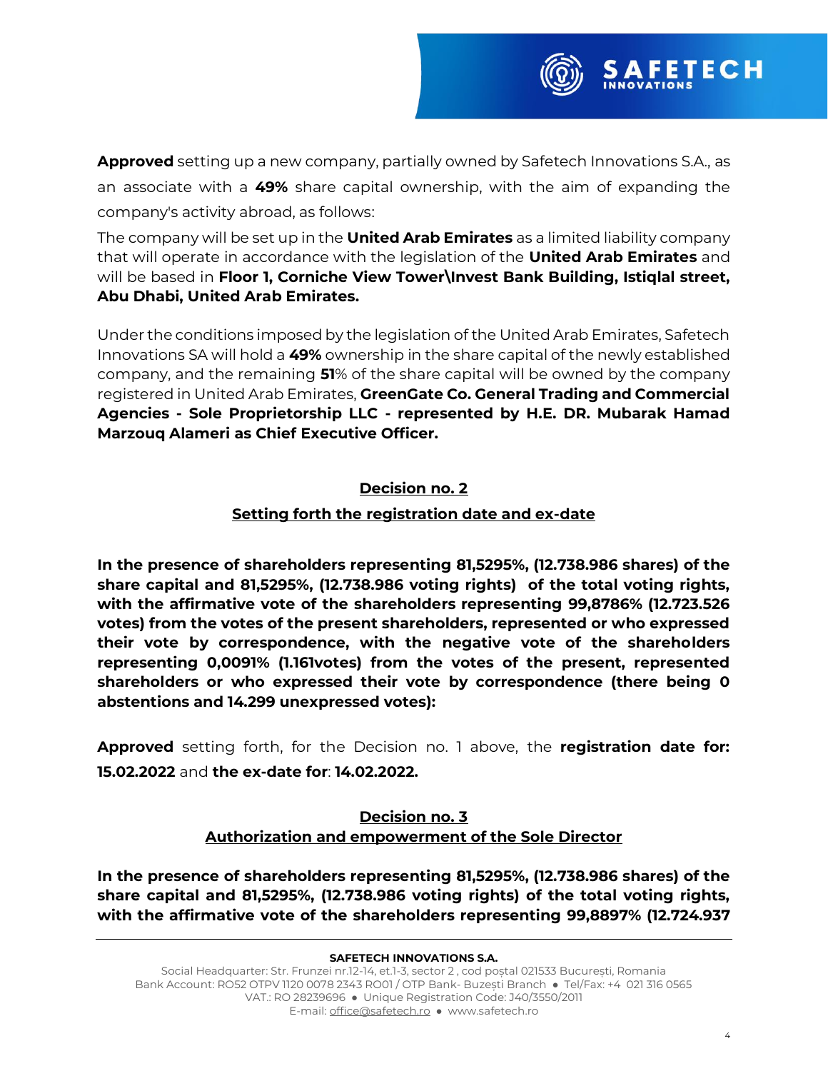**Approved** setting up a new company, partially owned by Safetech Innovations S.A., as an associate with a **49%** share capital ownership, with the aim of expanding the company's activity abroad, as follows:

The company will be set up in the **United Arab Emirates** as a limited liability company that will operate in accordance with the legislation of the **United Arab Emirates** and will be based in **Floor 1, Corniche View Tower\Invest Bank Building, Istiqlal street, Abu Dhabi, United Arab Emirates.**

Under the conditions imposed by the legislation of the United Arab Emirates, Safetech Innovations SA will hold a **49%** ownership in the share capital of the newly established company, and the remaining **51**% of the share capital will be owned by the company registered in United Arab Emirates, **GreenGate Co. General Trading and Commercial Agencies - Sole Proprietorship LLC - represented by H.E. DR. Mubarak Hamad Marzouq Alameri as Chief Executive Officer.**

## Decision no. 2

## Setting forth the registration date and ex-date

**In the presence of shareholders representing 81,5295%, (12.738.986 shares) of the share capital and 81,5295%, (12.738.986 voting rights) of the total voting rights, with the affirmative vote of the shareholders representing 99,8786% (12.723.526 votes) from the votes of the present shareholders, represented or who expressed their vote by correspondence, with the negative vote of the shareholders representing 0,0091% (1.161votes) from the votes of the present, represented shareholders or who expressed their vote by correspondence (there being 0 abstentions and 14.299 unexpressed votes):**

**Approved** setting forth, for the Decision no. 1 above, the **registration date for: 15.02.2022** and **the ex-date for**: **14.02.2022.**

## Decision no. 3

## Authorization and empowerment of the Sole Director

**In the presence of shareholders representing 81,5295%, (12.738.986 shares) of the share capital and 81,5295%, (12.738.986 voting rights) of the total voting rights, with the affirmative vote of the shareholders representing 99,8897% (12.724.937**

**SAFETECH INNOVATIONS S.A.**

Social Headquarter: Str. Frunzei nr.12-14, et.1-3, sector 2 , cod poștal 021533 București, Romania
Bank Account: RO52 OTPV 1120 0078 2343 RO01 / OTP Bank- Buzești Branch ● Tel/Fax: +4 021 316 0565
VAT.: RO 28239696 ● Unique Registration Code: J40/3550/2011
E-mail: office@safetech.ro ● www.safetech.ro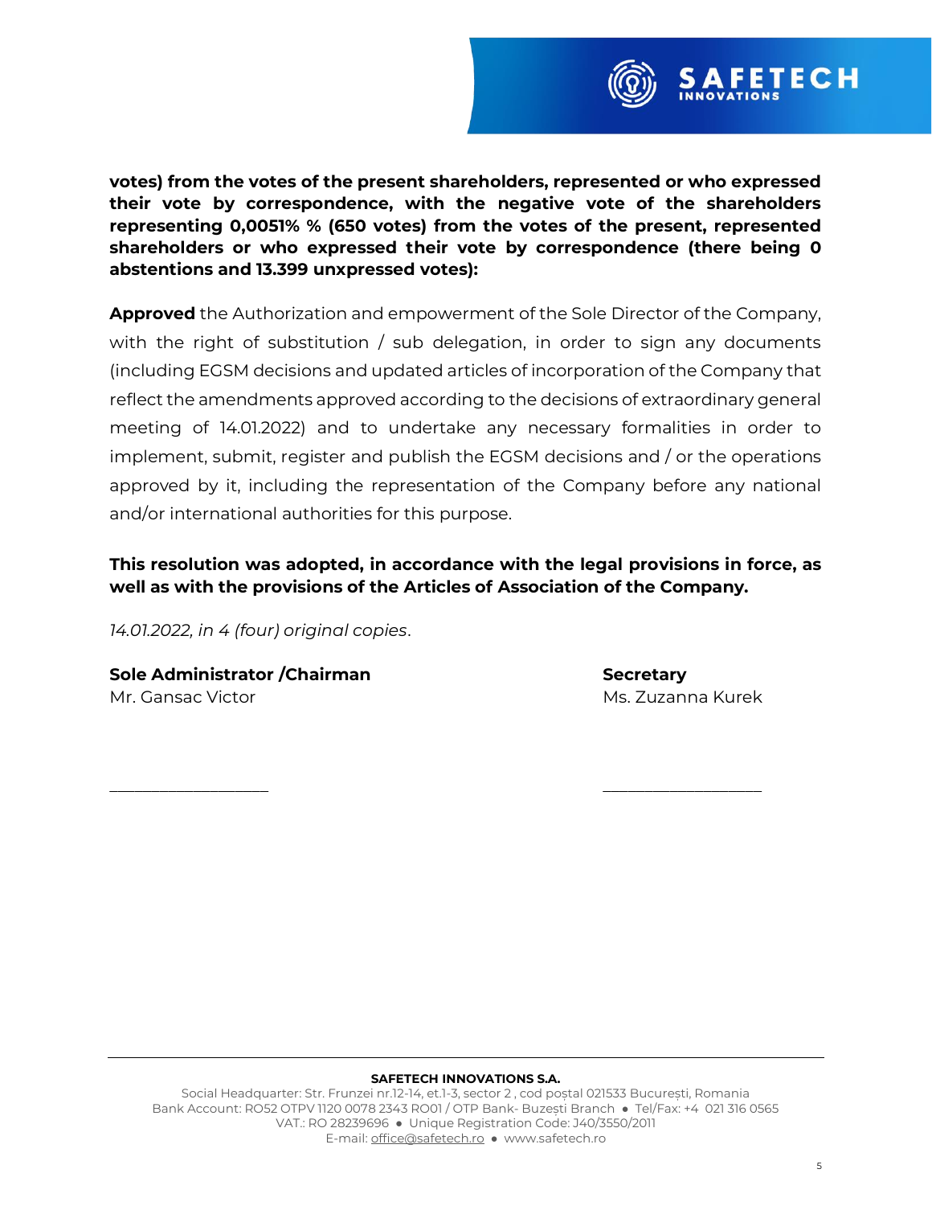**votes) from the votes of the present shareholders, represented or who expressed their vote by correspondence, with the negative vote of the shareholders representing 0,0051% % (650 votes) from the votes of the present, represented shareholders or who expressed their vote by correspondence (there being 0 abstentions and 13.399 unxpressed votes):**

**Approved** the Authorization and empowerment of the Sole Director of the Company, with the right of substitution / sub delegation, in order to sign any documents (including EGSM decisions and updated articles of incorporation of the Company that reflect the amendments approved according to the decisions of extraordinary general meeting of 14.01.2022) and to undertake any necessary formalities in order to implement, submit, register and publish the EGSM decisions and / or the operations approved by it, including the representation of the Company before any national and/or international authorities for this purpose.

**This resolution was adopted, in accordance with the legal provisions in force, as well as with the provisions of the Articles of Association of the Company.**

*14.01.2022, in 4 (four) original copies*.

**Sole Administrator /Chairman**
Mr. Gansac Victor

___________________

**Secretary**
Ms. Zuzanna Kurek

___________________

**SAFETECH INNOVATIONS S.A.**
Social Headquarter: Str. Frunzei nr.12-14, et.1-3, sector 2 , cod poștal 021533 București, Romania
Bank Account: RO52 OTPV 1120 0078 2343 RO01 / OTP Bank- Buzești Branch ● Tel/Fax: +4 021 316 0565
VAT.: RO 28239696 ● Unique Registration Code: J40/3550/2011
E-mail: office@safetech.ro ● www.safetech.ro